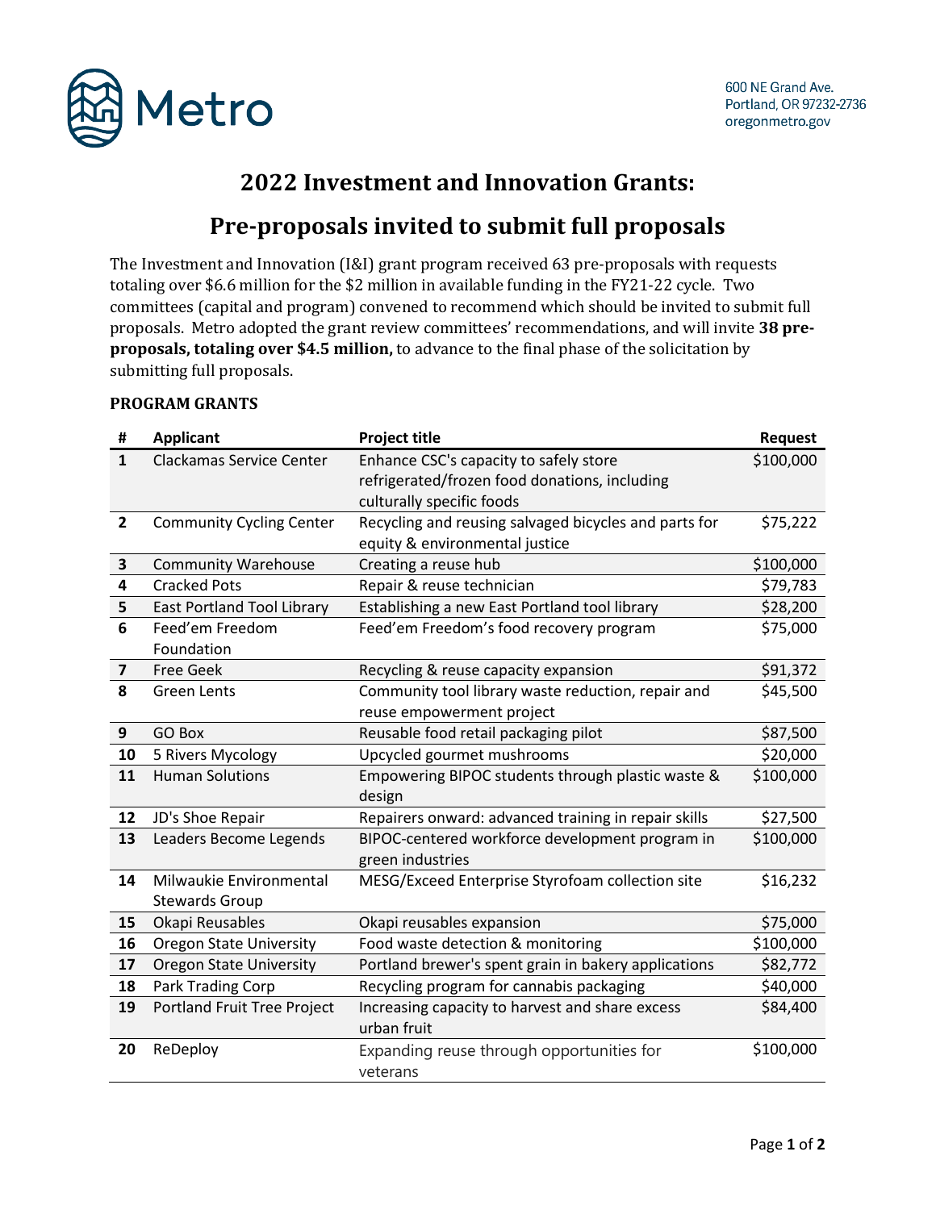Metro

600 NE Grand Ave.
Portland, OR 97232-2736
oregonmetro.gov

# 2022 Investment and Innovation Grants:

# Pre-proposals invited to submit full proposals

The Investment and Innovation (I&I) grant program received 63 pre-proposals with requests totaling over $6.6 million for the $2 million in available funding in the FY21-22 cycle. Two committees (capital and program) convened to recommend which should be invited to submit full proposals. Metro adopted the grant review committees' recommendations, and will invite **38 pre-proposals, totaling over $4.5 million,** to advance to the final phase of the solicitation by submitting full proposals.

### PROGRAM GRANTS

| # | Applicant | Project title | Request |
|---|---|---|---|
| 1 | Clackamas Service Center | Enhance CSC's capacity to safely store refrigerated/frozen food donations, including culturally specific foods | $100,000 |
| 2 | Community Cycling Center | Recycling and reusing salvaged bicycles and parts for equity & environmental justice | $75,222 |
| 3 | Community Warehouse | Creating a reuse hub | $100,000 |
| 4 | Cracked Pots | Repair & reuse technician | $79,783 |
| 5 | East Portland Tool Library | Establishing a new East Portland tool library | $28,200 |
| 6 | Feed'em Freedom Foundation | Feed'em Freedom's food recovery program | $75,000 |
| 7 | Free Geek | Recycling & reuse capacity expansion | $91,372 |
| 8 | Green Lents | Community tool library waste reduction, repair and reuse empowerment project | $45,500 |
| 9 | GO Box | Reusable food retail packaging pilot | $87,500 |
| 10 | 5 Rivers Mycology | Upcycled gourmet mushrooms | $20,000 |
| 11 | Human Solutions | Empowering BIPOC students through plastic waste & design | $100,000 |
| 12 | JD's Shoe Repair | Repairers onward: advanced training in repair skills | $27,500 |
| 13 | Leaders Become Legends | BIPOC-centered workforce development program in green industries | $100,000 |
| 14 | Milwaukie Environmental Stewards Group | MESG/Exceed Enterprise Styrofoam collection site | $16,232 |
| 15 | Okapi Reusables | Okapi reusables expansion | $75,000 |
| 16 | Oregon State University | Food waste detection & monitoring | $100,000 |
| 17 | Oregon State University | Portland brewer's spent grain in bakery applications | $82,772 |
| 18 | Park Trading Corp | Recycling program for cannabis packaging | $40,000 |
| 19 | Portland Fruit Tree Project | Increasing capacity to harvest and share excess urban fruit | $84,400 |
| 20 | ReDeploy | Expanding reuse through opportunities for veterans | $100,000 |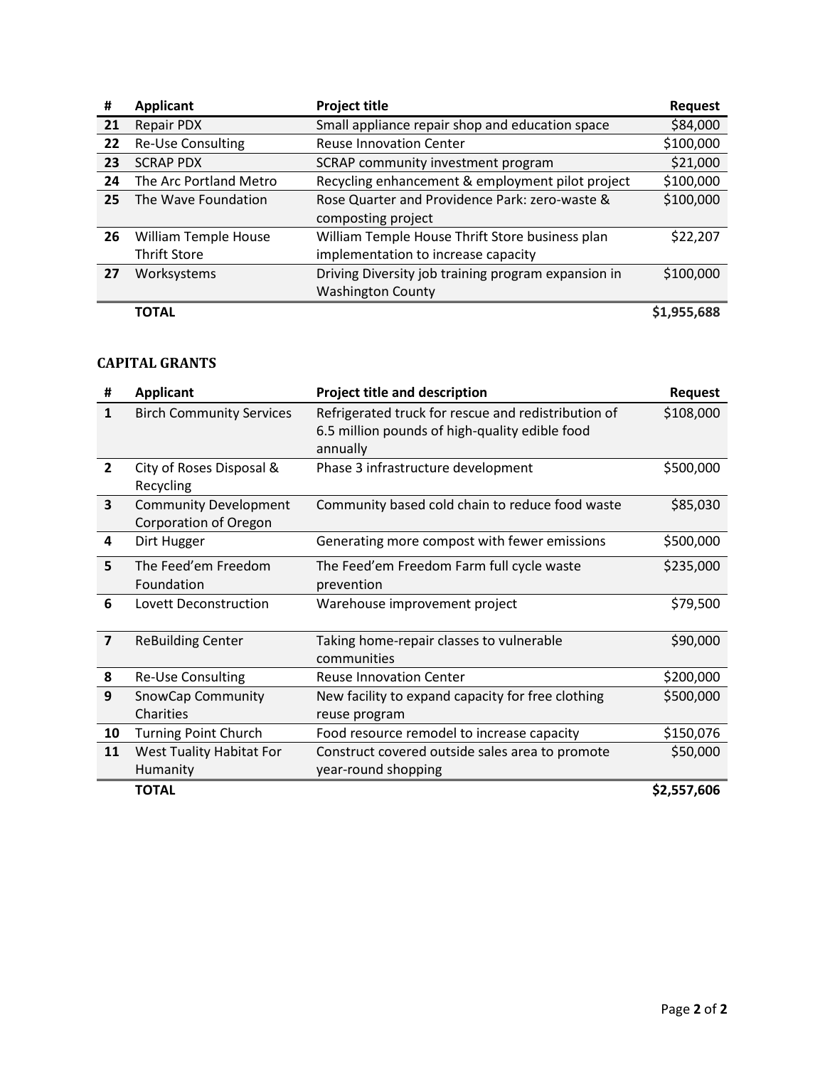| # | Applicant | Project title | Request |
|---|---|---|---|
| 21 | Repair PDX | Small appliance repair shop and education space | $84,000 |
| 22 | Re-Use Consulting | Reuse Innovation Center | $100,000 |
| 23 | SCRAP PDX | SCRAP community investment program | $21,000 |
| 24 | The Arc Portland Metro | Recycling enhancement & employment pilot project | $100,000 |
| 25 | The Wave Foundation | Rose Quarter and Providence Park: zero-waste & composting project | $100,000 |
| 26 | William Temple House Thrift Store | William Temple House Thrift Store business plan implementation to increase capacity | $22,207 |
| 27 | Worksystems | Driving Diversity job training program expansion in Washington County | $100,000 |
| | **TOTAL** | | **$1,955,688** |

### CAPITAL GRANTS

| # | Applicant | Project title and description | Request |
|---|---|---|---|
| 1 | Birch Community Services | Refrigerated truck for rescue and redistribution of 6.5 million pounds of high-quality edible food annually | $108,000 |
| 2 | City of Roses Disposal & Recycling | Phase 3 infrastructure development | $500,000 |
| 3 | Community Development Corporation of Oregon | Community based cold chain to reduce food waste | $85,030 |
| 4 | Dirt Hugger | Generating more compost with fewer emissions | $500,000 |
| 5 | The Feed'em Freedom Foundation | The Feed'em Freedom Farm full cycle waste prevention | $235,000 |
| 6 | Lovett Deconstruction | Warehouse improvement project | $79,500 |
| 7 | ReBuilding Center | Taking home-repair classes to vulnerable communities | $90,000 |
| 8 | Re-Use Consulting | Reuse Innovation Center | $200,000 |
| 9 | SnowCap Community Charities | New facility to expand capacity for free clothing reuse program | $500,000 |
| 10 | Turning Point Church | Food resource remodel to increase capacity | $150,076 |
| 11 | West Tuality Habitat For Humanity | Construct covered outside sales area to promote year-round shopping | $50,000 |
| | **TOTAL** | | **$2,557,606** |